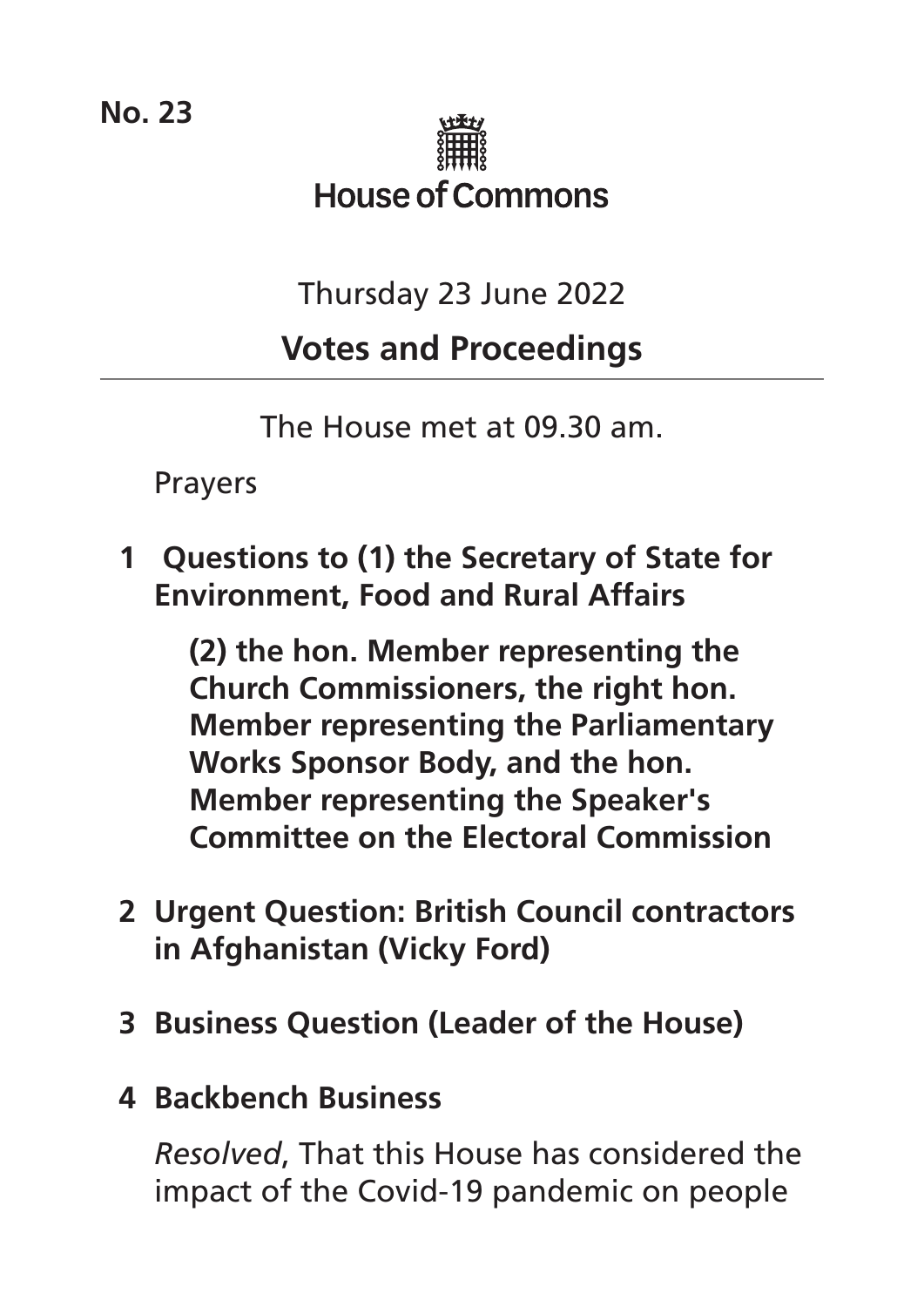**No. 23**

House of Commons

Thursday 23 June 2022

## Votes and Proceedings

The House met at 09.30 am.

Prayers

**1 Questions to (1) the Secretary of State for Environment, Food and Rural Affairs**

**(2) the hon. Member representing the Church Commissioners, the right hon. Member representing the Parliamentary Works Sponsor Body, and the hon. Member representing the Speaker's Committee on the Electoral Commission**

**2 Urgent Question: British Council contractors in Afghanistan (Vicky Ford)**

**3 Business Question (Leader of the House)**

**4 Backbench Business**

*Resolved*, That this House has considered the impact of the Covid-19 pandemic on people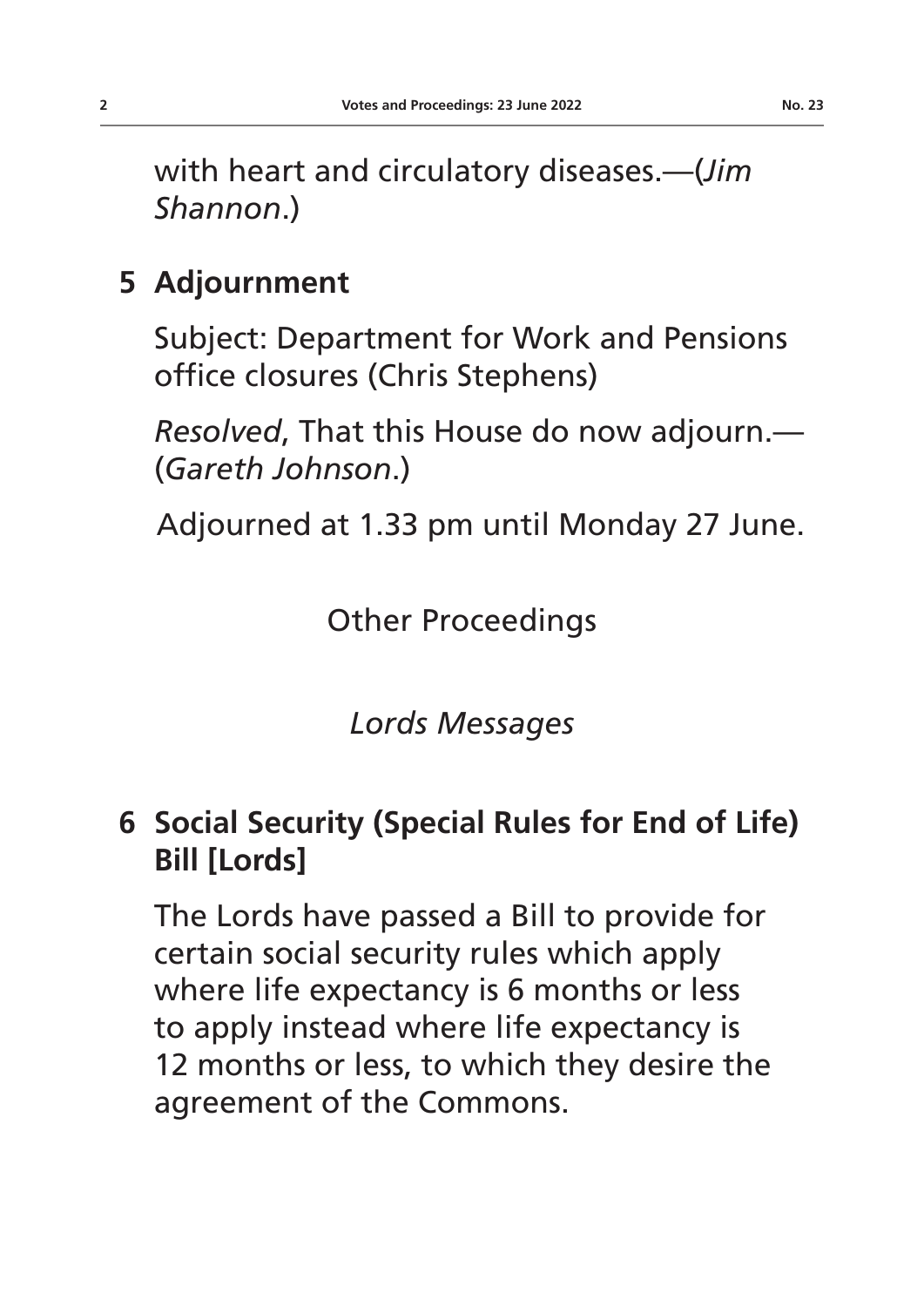with heart and circulatory diseases.—(*Jim Shannon*.)

## 5 Adjournment

Subject: Department for Work and Pensions office closures (Chris Stephens)

*Resolved*, That this House do now adjourn.—(*Gareth Johnson*.)

Adjourned at 1.33 pm until Monday 27 June.

Other Proceedings

*Lords Messages*

## 6 Social Security (Special Rules for End of Life) Bill [Lords]

The Lords have passed a Bill to provide for certain social security rules which apply where life expectancy is 6 months or less to apply instead where life expectancy is 12 months or less, to which they desire the agreement of the Commons.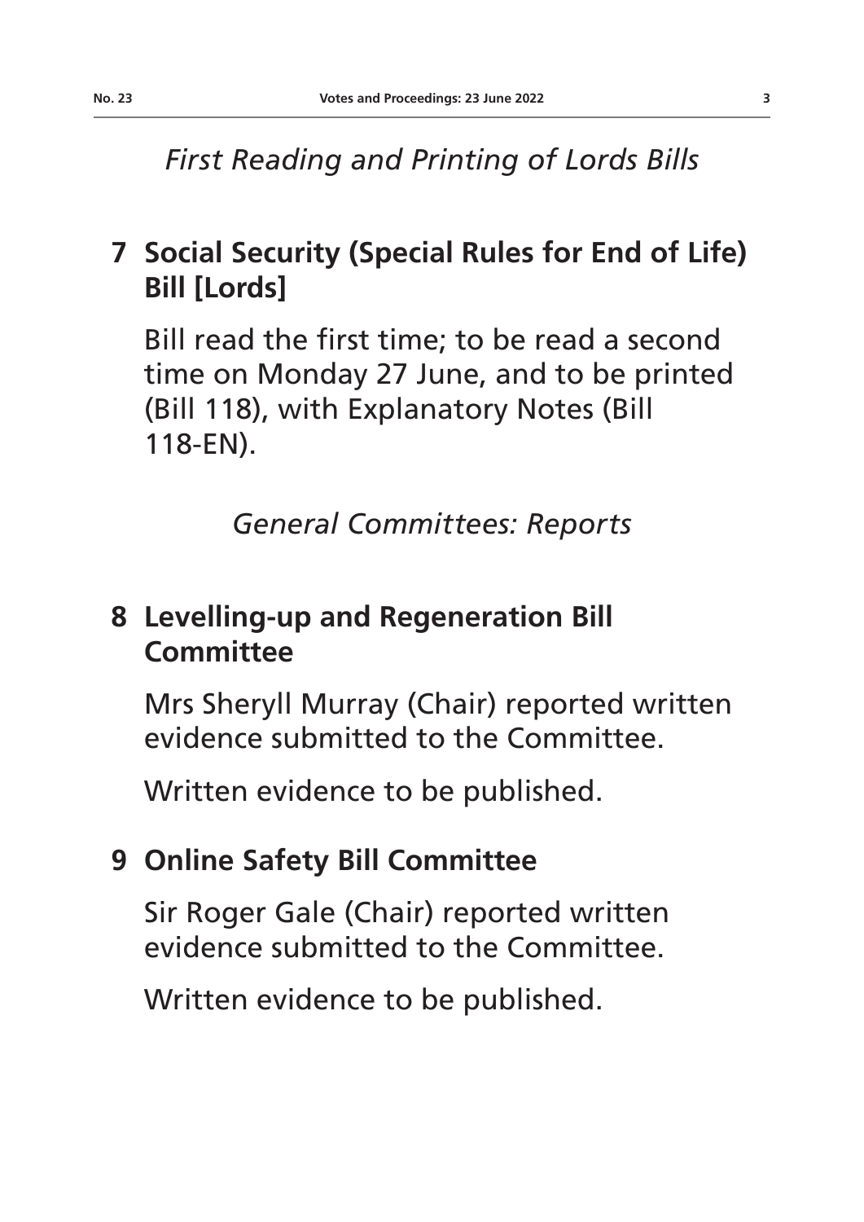*First Reading and Printing of Lords Bills*

## 7 Social Security (Special Rules for End of Life) Bill [Lords]

Bill read the first time; to be read a second time on Monday 27 June, and to be printed (Bill 118), with Explanatory Notes (Bill 118-EN).

*General Committees: Reports*

## 8 Levelling-up and Regeneration Bill Committee

Mrs Sheryll Murray (Chair) reported written evidence submitted to the Committee.

Written evidence to be published.

## 9 Online Safety Bill Committee

Sir Roger Gale (Chair) reported written evidence submitted to the Committee.

Written evidence to be published.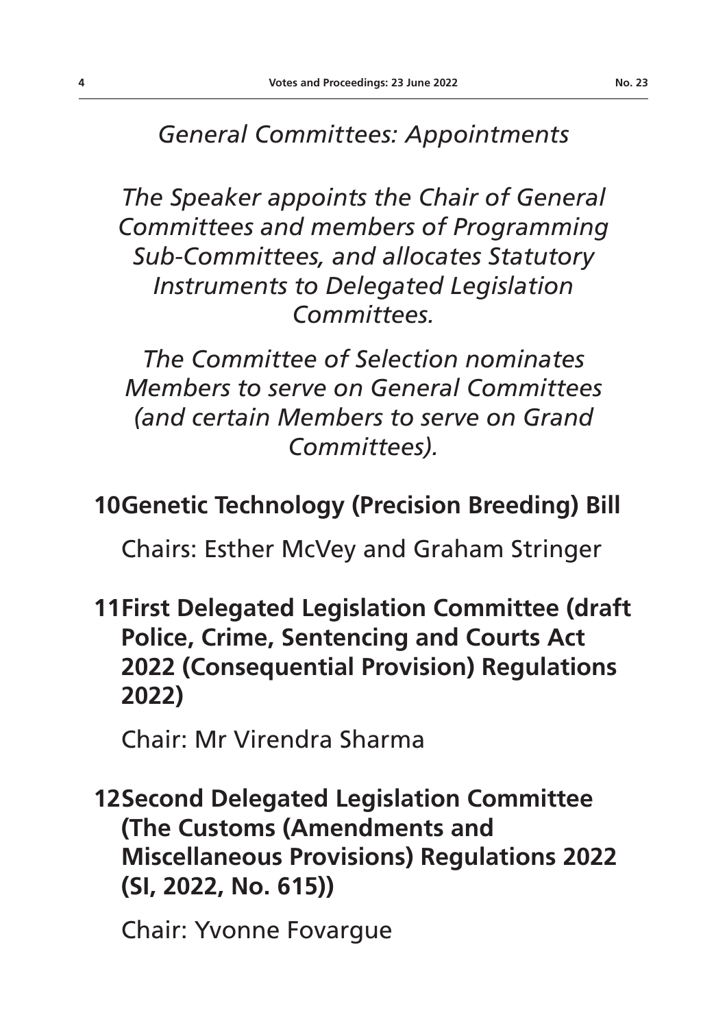## *General Committees: Appointments*

*The Speaker appoints the Chair of General Committees and members of Programming Sub-Committees, and allocates Statutory Instruments to Delegated Legislation Committees.*

*The Committee of Selection nominates Members to serve on General Committees (and certain Members to serve on Grand Committees).*

**10 Genetic Technology (Precision Breeding) Bill**

Chairs: Esther McVey and Graham Stringer

**11 First Delegated Legislation Committee (draft Police, Crime, Sentencing and Courts Act 2022 (Consequential Provision) Regulations 2022)**

Chair: Mr Virendra Sharma

**12 Second Delegated Legislation Committee (The Customs (Amendments and Miscellaneous Provisions) Regulations 2022 (SI, 2022, No. 615))**

Chair: Yvonne Fovargue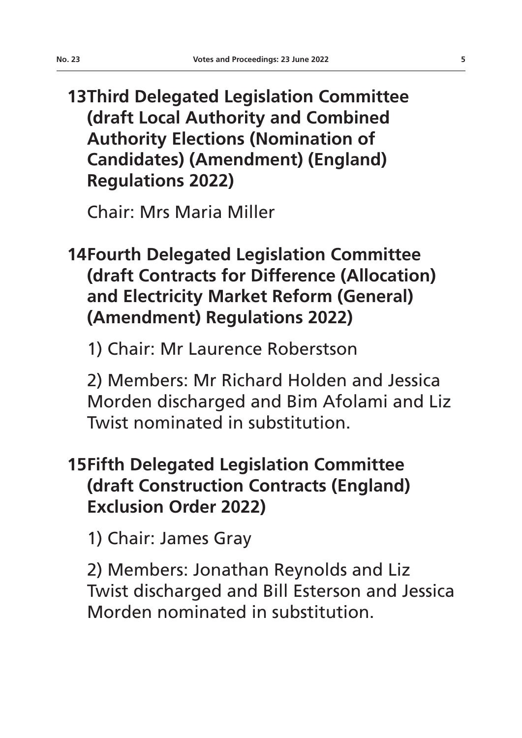## 13 Third Delegated Legislation Committee (draft Local Authority and Combined Authority Elections (Nomination of Candidates) (Amendment) (England) Regulations 2022)

Chair: Mrs Maria Miller

## 14 Fourth Delegated Legislation Committee (draft Contracts for Difference (Allocation) and Electricity Market Reform (General) (Amendment) Regulations 2022)

1) Chair: Mr Laurence Roberstson

2) Members: Mr Richard Holden and Jessica Morden discharged and Bim Afolami and Liz Twist nominated in substitution.

## 15 Fifth Delegated Legislation Committee (draft Construction Contracts (England) Exclusion Order 2022)

1) Chair: James Gray

2) Members: Jonathan Reynolds and Liz Twist discharged and Bill Esterson and Jessica Morden nominated in substitution.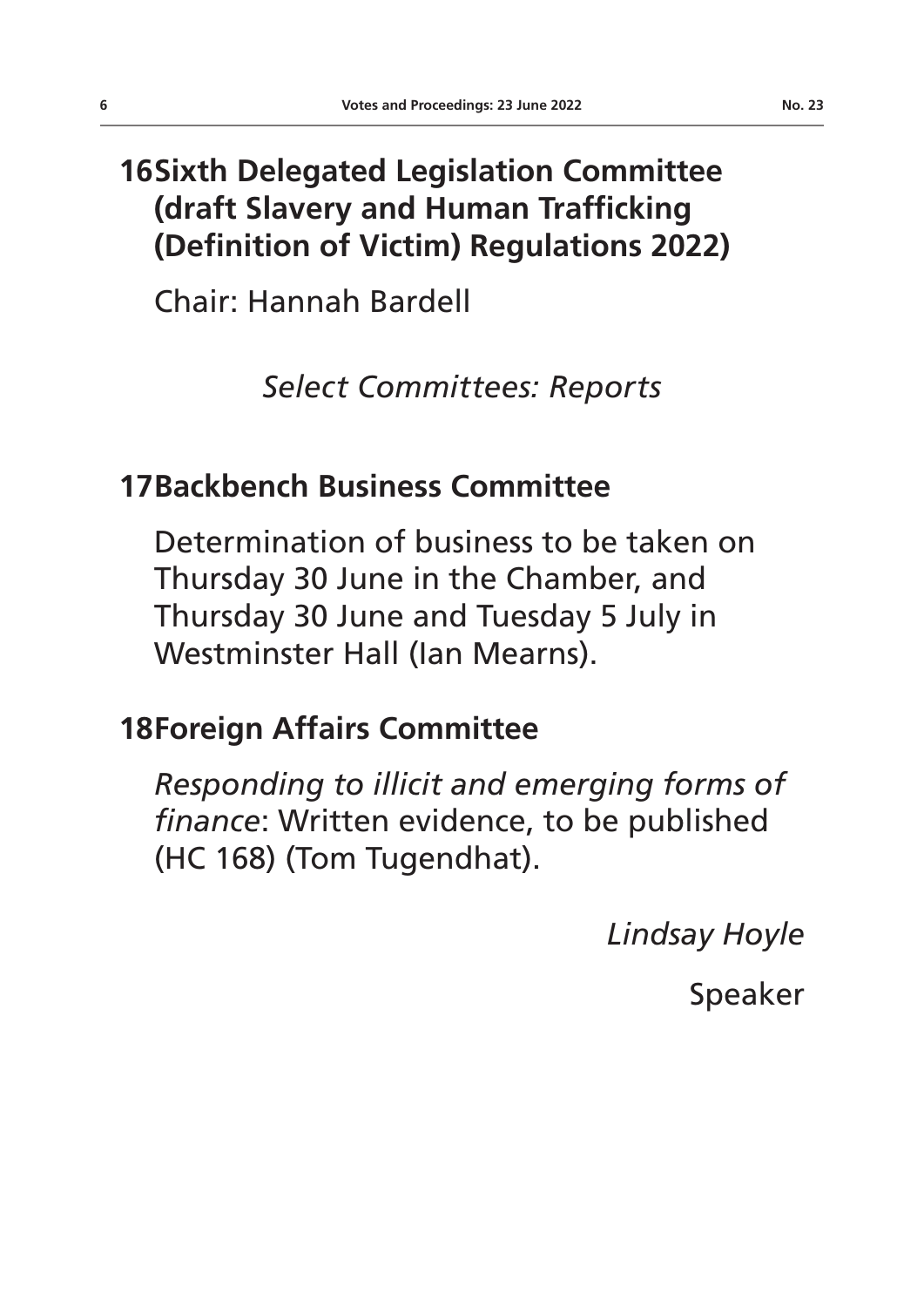## 16 Sixth Delegated Legislation Committee (draft Slavery and Human Trafficking (Definition of Victim) Regulations 2022)

Chair: Hannah Bardell

*Select Committees: Reports*

## 17 Backbench Business Committee

Determination of business to be taken on Thursday 30 June in the Chamber, and Thursday 30 June and Tuesday 5 July in Westminster Hall (Ian Mearns).

## 18 Foreign Affairs Committee

*Responding to illicit and emerging forms of finance*: Written evidence, to be published (HC 168) (Tom Tugendhat).

*Lindsay Hoyle*

Speaker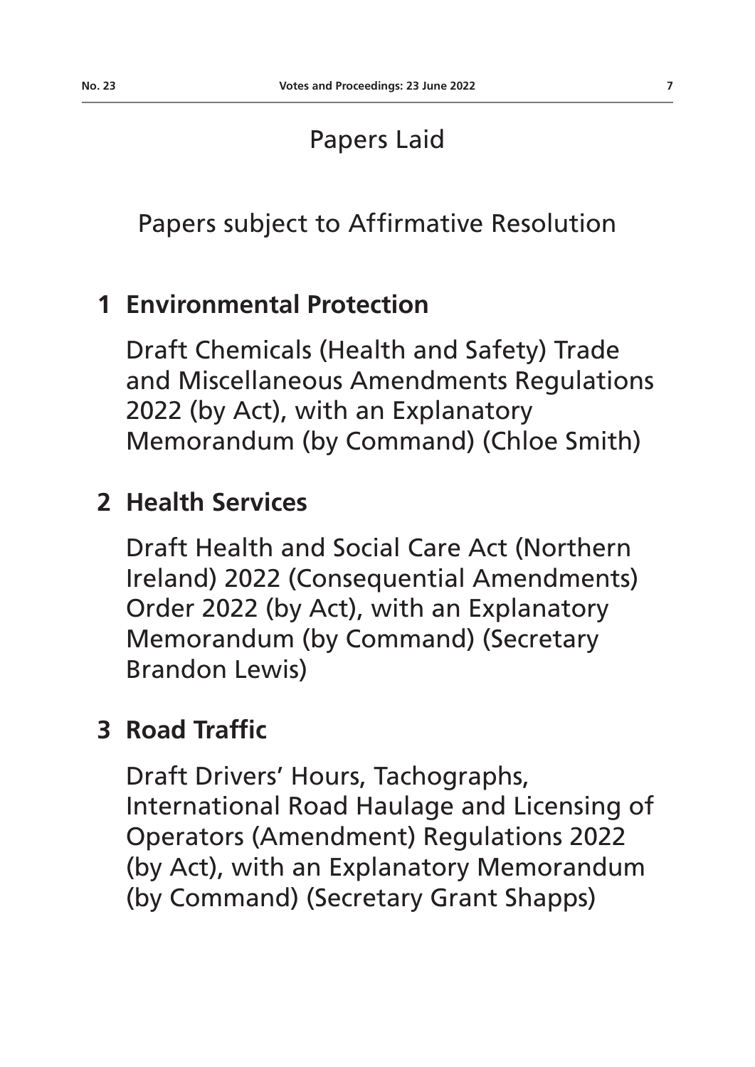# Papers Laid

## Papers subject to Affirmative Resolution

### 1 Environmental Protection

Draft Chemicals (Health and Safety) Trade and Miscellaneous Amendments Regulations 2022 (by Act), with an Explanatory Memorandum (by Command) (Chloe Smith)

### 2 Health Services

Draft Health and Social Care Act (Northern Ireland) 2022 (Consequential Amendments) Order 2022 (by Act), with an Explanatory Memorandum (by Command) (Secretary Brandon Lewis)

### 3 Road Traffic

Draft Drivers' Hours, Tachographs, International Road Haulage and Licensing of Operators (Amendment) Regulations 2022 (by Act), with an Explanatory Memorandum (by Command) (Secretary Grant Shapps)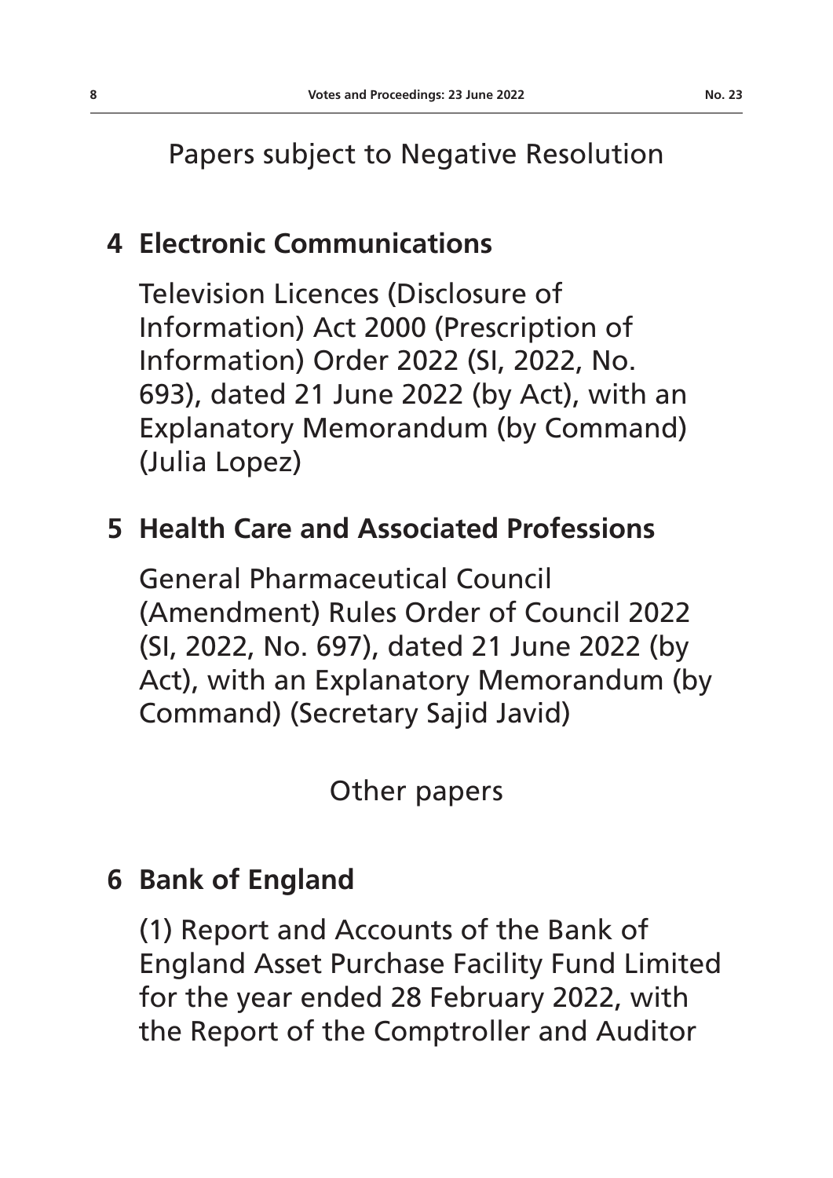## Papers subject to Negative Resolution

### 4 Electronic Communications

Television Licences (Disclosure of Information) Act 2000 (Prescription of Information) Order 2022 (SI, 2022, No. 693), dated 21 June 2022 (by Act), with an Explanatory Memorandum (by Command) (Julia Lopez)

### 5 Health Care and Associated Professions

General Pharmaceutical Council (Amendment) Rules Order of Council 2022 (SI, 2022, No. 697), dated 21 June 2022 (by Act), with an Explanatory Memorandum (by Command) (Secretary Sajid Javid)

## Other papers

### 6 Bank of England

(1) Report and Accounts of the Bank of England Asset Purchase Facility Fund Limited for the year ended 28 February 2022, with the Report of the Comptroller and Auditor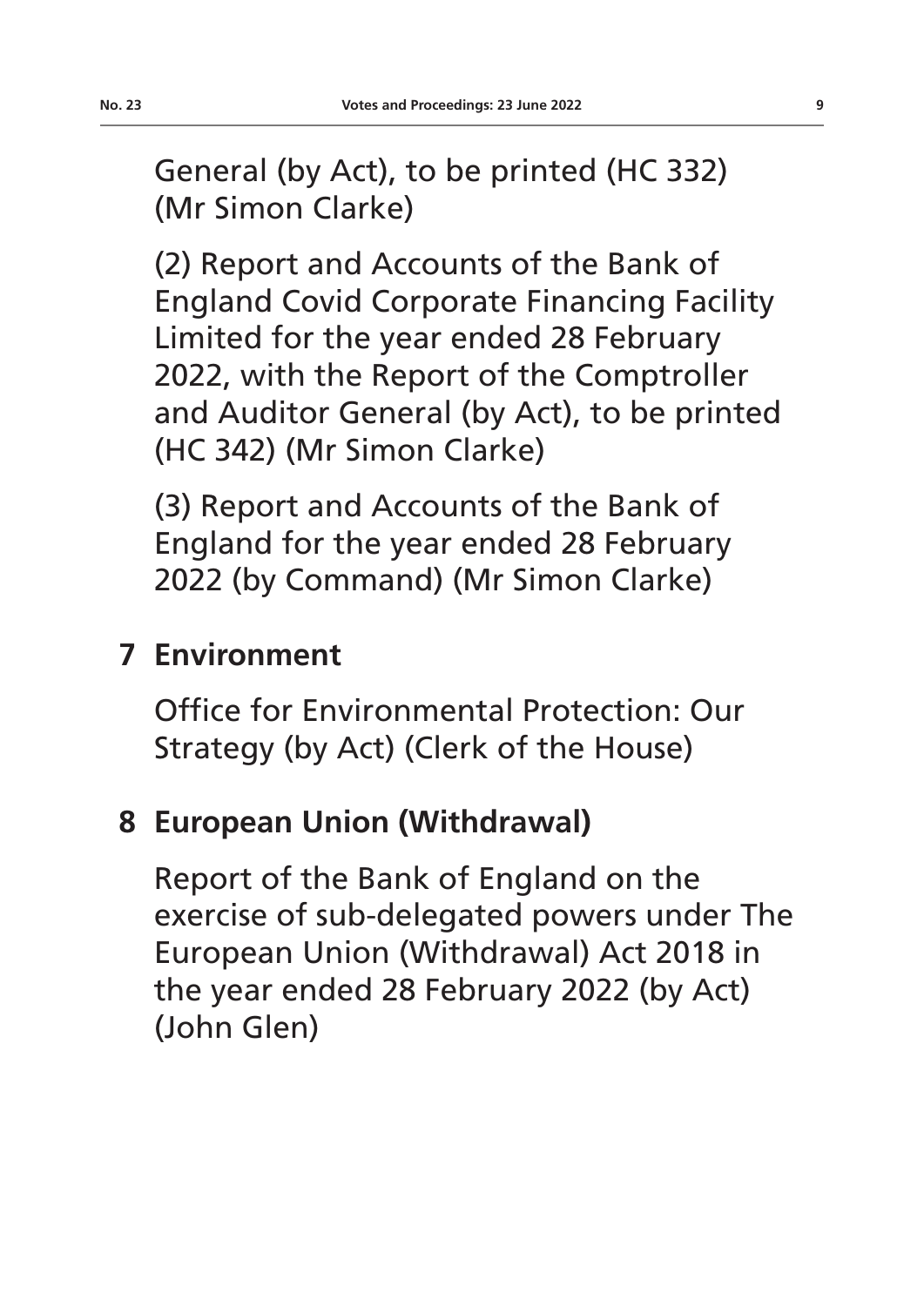General (by Act), to be printed (HC 332) (Mr Simon Clarke)

(2) Report and Accounts of the Bank of England Covid Corporate Financing Facility Limited for the year ended 28 February 2022, with the Report of the Comptroller and Auditor General (by Act), to be printed (HC 342) (Mr Simon Clarke)

(3) Report and Accounts of the Bank of England for the year ended 28 February 2022 (by Command) (Mr Simon Clarke)

## 7 Environment

Office for Environmental Protection: Our Strategy (by Act) (Clerk of the House)

## 8 European Union (Withdrawal)

Report of the Bank of England on the exercise of sub-delegated powers under The European Union (Withdrawal) Act 2018 in the year ended 28 February 2022 (by Act) (John Glen)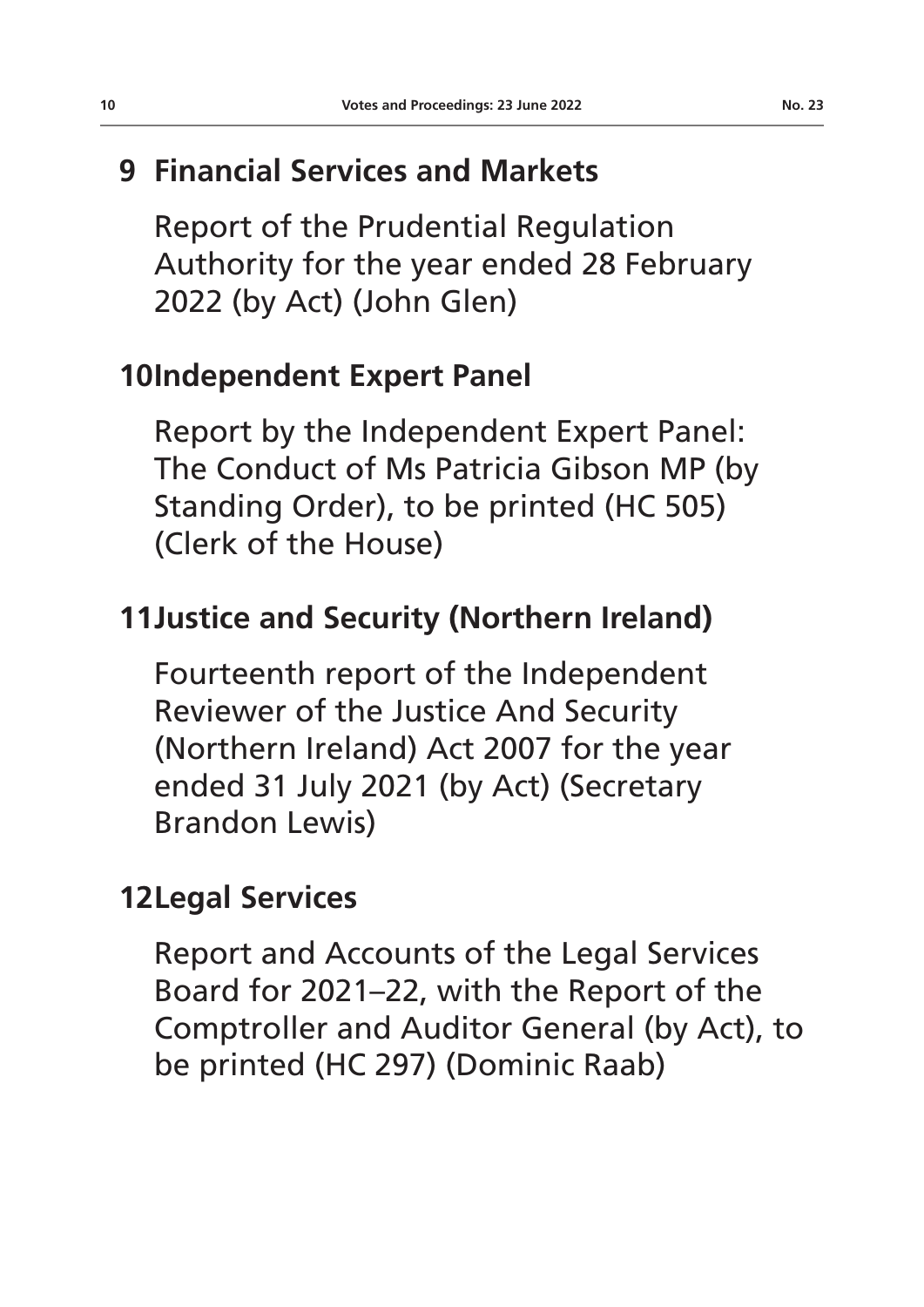## 9 Financial Services and Markets

Report of the Prudential Regulation Authority for the year ended 28 February 2022 (by Act) (John Glen)

## 10 Independent Expert Panel

Report by the Independent Expert Panel: The Conduct of Ms Patricia Gibson MP (by Standing Order), to be printed (HC 505) (Clerk of the House)

## 11 Justice and Security (Northern Ireland)

Fourteenth report of the Independent Reviewer of the Justice And Security (Northern Ireland) Act 2007 for the year ended 31 July 2021 (by Act) (Secretary Brandon Lewis)

## 12 Legal Services

Report and Accounts of the Legal Services Board for 2021–22, with the Report of the Comptroller and Auditor General (by Act), to be printed (HC 297) (Dominic Raab)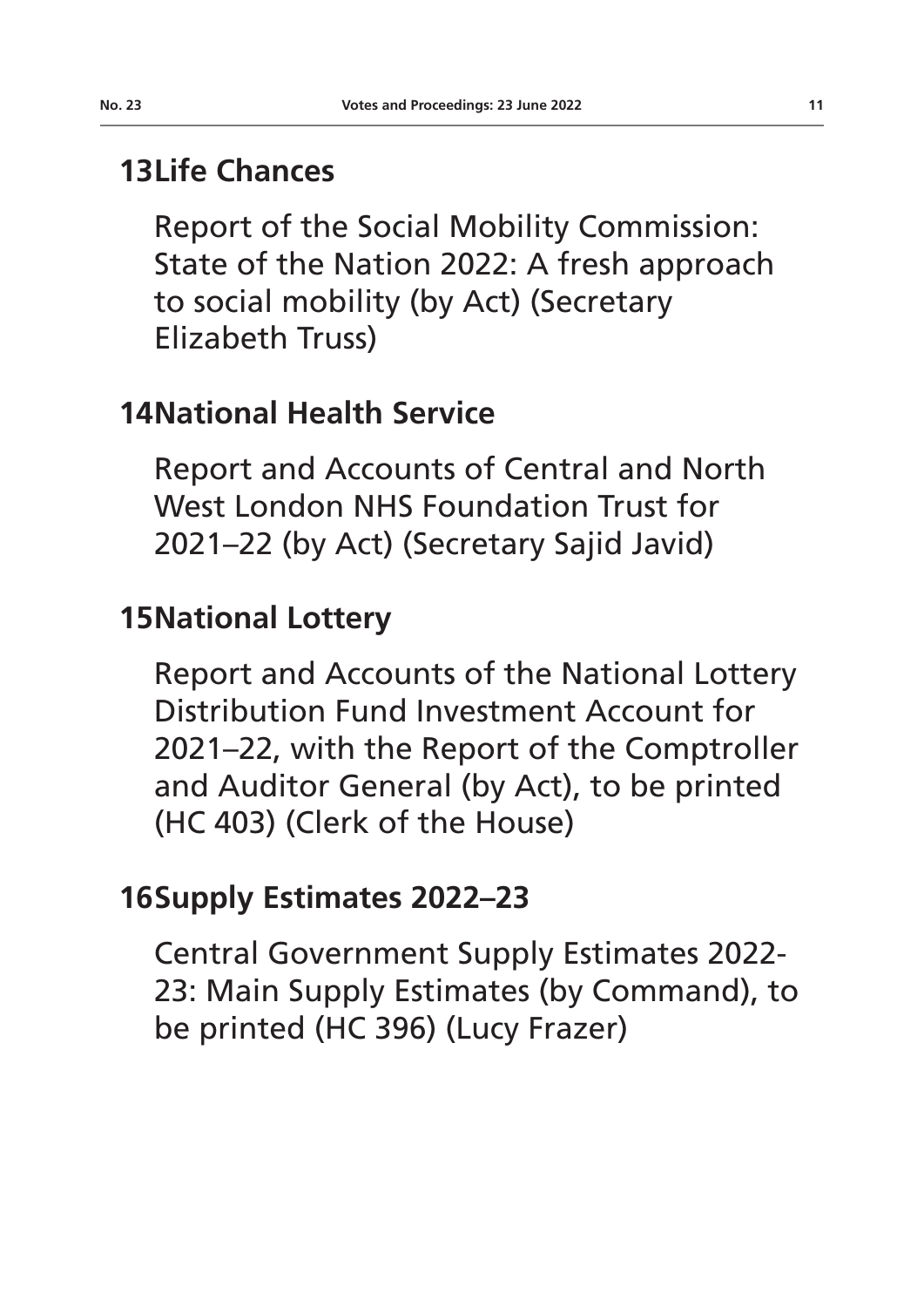## 13 Life Chances

Report of the Social Mobility Commission: State of the Nation 2022: A fresh approach to social mobility (by Act) (Secretary Elizabeth Truss)

## 14 National Health Service

Report and Accounts of Central and North West London NHS Foundation Trust for 2021–22 (by Act) (Secretary Sajid Javid)

## 15 National Lottery

Report and Accounts of the National Lottery Distribution Fund Investment Account for 2021–22, with the Report of the Comptroller and Auditor General (by Act), to be printed (HC 403) (Clerk of the House)

## 16 Supply Estimates 2022–23

Central Government Supply Estimates 2022-23: Main Supply Estimates (by Command), to be printed (HC 396) (Lucy Frazer)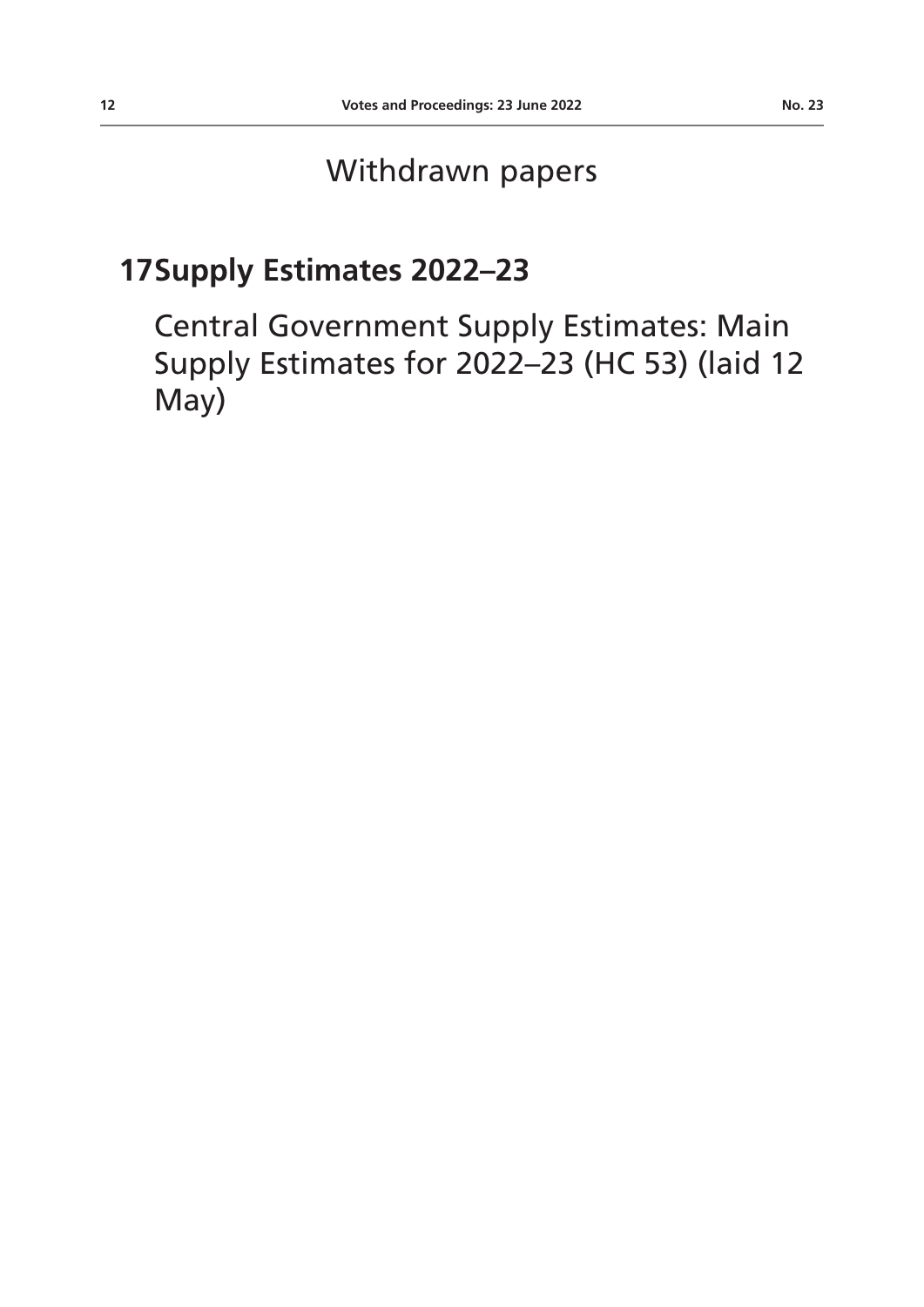# Withdrawn papers

## 17 Supply Estimates 2022–23

Central Government Supply Estimates: Main Supply Estimates for 2022–23 (HC 53) (laid 12 May)